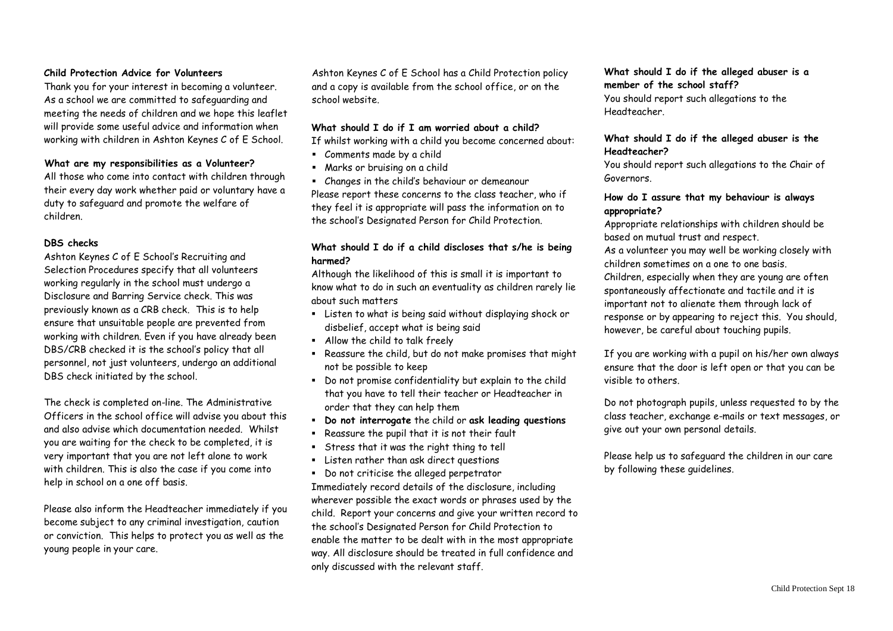**Child Protection Advice for Volunteers**

Thank you for your interest in becoming a volunteer. As a school we are committed to safeguarding and meeting the needs of children and we hope this leaflet will provide some useful advice and information when working with children in Ashton Keynes C of E School.

**What are my responsibilities as a Volunteer?**

All those who come into contact with children through their every day work whether paid or voluntary have a duty to safeguard and promote the welfare of children.

**DBS checks**

Ashton Keynes C of E School's Recruiting and Selection Procedures specify that all volunteers working regularly in the school must undergo a Disclosure and Barring Service check. This was previously known as a CRB check. This is to help ensure that unsuitable people are prevented from working with children. Even if you have already been DBS/CRB checked it is the school's policy that all personnel, not just volunteers, undergo an additional DBS check initiated by the school.

The check is completed on-line. The Administrative Officers in the school office will advise you about this and also advise which documentation needed. Whilst you are waiting for the check to be completed, it is very important that you are not left alone to work with children. This is also the case if you come into help in school on a one off basis.

Please also inform the Headteacher immediately if you become subject to any criminal investigation, caution or conviction. This helps to protect you as well as the young people in your care.

Ashton Keynes C of E School has a Child Protection policy and a copy is available from the school office, or on the school website.

**What should I do if I am worried about a child?**

If whilst working with a child you become concerned about:

- Comments made by a child
- Marks or bruising on a child
- Changes in the child's behaviour or demeanour

Please report these concerns to the class teacher, who if they feel it is appropriate will pass the information on to the school's Designated Person for Child Protection.

**What should I do if a child discloses that s/he is being harmed?**

Although the likelihood of this is small it is important to know what to do in such an eventuality as children rarely lie about such matters

- Listen to what is being said without displaying shock or disbelief, accept what is being said
- Allow the child to talk freely
- Reassure the child, but do not make promises that might not be possible to keep
- Do not promise confidentiality but explain to the child that you have to tell their teacher or Headteacher in order that they can help them
- **Do not interrogate** the child or **ask leading questions**
- Reassure the pupil that it is not their fault
- Stress that it was the right thing to tell
- Listen rather than ask direct questions
- Do not criticise the alleged perpetrator

Immediately record details of the disclosure, including wherever possible the exact words or phrases used by the child. Report your concerns and give your written record to the school's Designated Person for Child Protection to enable the matter to be dealt with in the most appropriate way. All disclosure should be treated in full confidence and only discussed with the relevant staff.

**What should I do if the alleged abuser is a member of the school staff?**

You should report such allegations to the Headteacher.

**What should I do if the alleged abuser is the Headteacher?**

You should report such allegations to the Chair of Governors.

**How do I assure that my behaviour is always appropriate?**

Appropriate relationships with children should be based on mutual trust and respect.

As a volunteer you may well be working closely with children sometimes on a one to one basis.

Children, especially when they are young are often spontaneously affectionate and tactile and it is important not to alienate them through lack of response or by appearing to reject this. You should, however, be careful about touching pupils.

If you are working with a pupil on his/her own always ensure that the door is left open or that you can be visible to others.

Do not photograph pupils, unless requested to by the class teacher, exchange e-mails or text messages, or give out your own personal details.

Please help us to safeguard the children in our care by following these guidelines.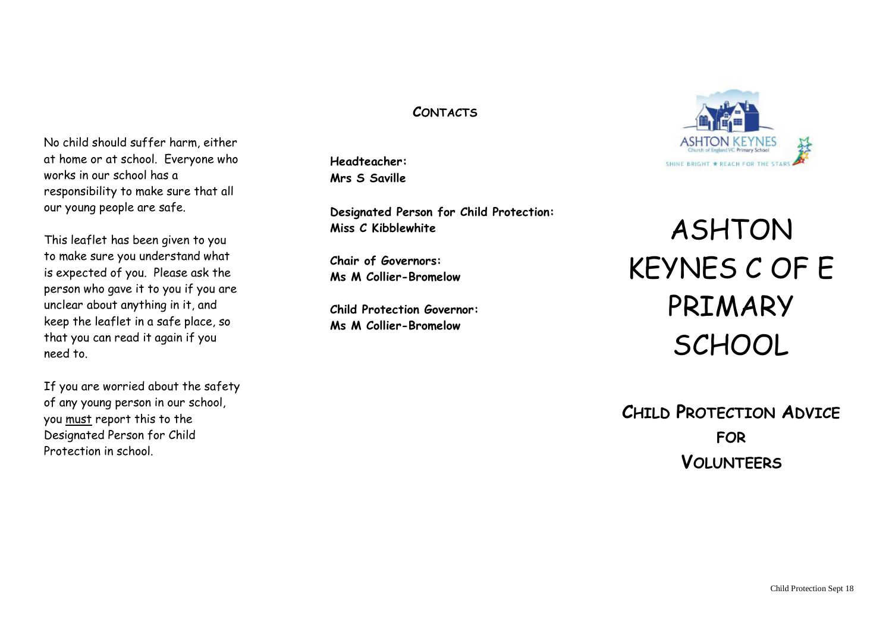No child should suffer harm, either at home or at school. Everyone who works in our school has a responsibility to make sure that all our young people are safe.

This leaflet has been given to you to make sure you understand what is expected of you. Please ask the person who gave it to you if you are unclear about anything in it, and keep the leaflet in a safe place, so that you can read it again if you need to.

If you are worried about the safety of any young person in our school, you <u>must</u> report this to the Designated Person for Child Protection in school.

## CONTACTS

**Headteacher:**
**Mrs S Saville**

**Designated Person for Child Protection:**
**Miss C Kibblewhite**

**Chair of Governors:**
**Ms M Collier-Bromelow**

**Child Protection Governor:**
**Ms M Collier-Bromelow**

ASHTON KEYNES
Church of England VC Primary School
SHINE BRIGHT ★ REACH FOR THE STARS

# ASHTON KEYNES C OF E PRIMARY SCHOOL

## CHILD PROTECTION ADVICE FOR VOLUNTEERS

Child Protection Sept 18